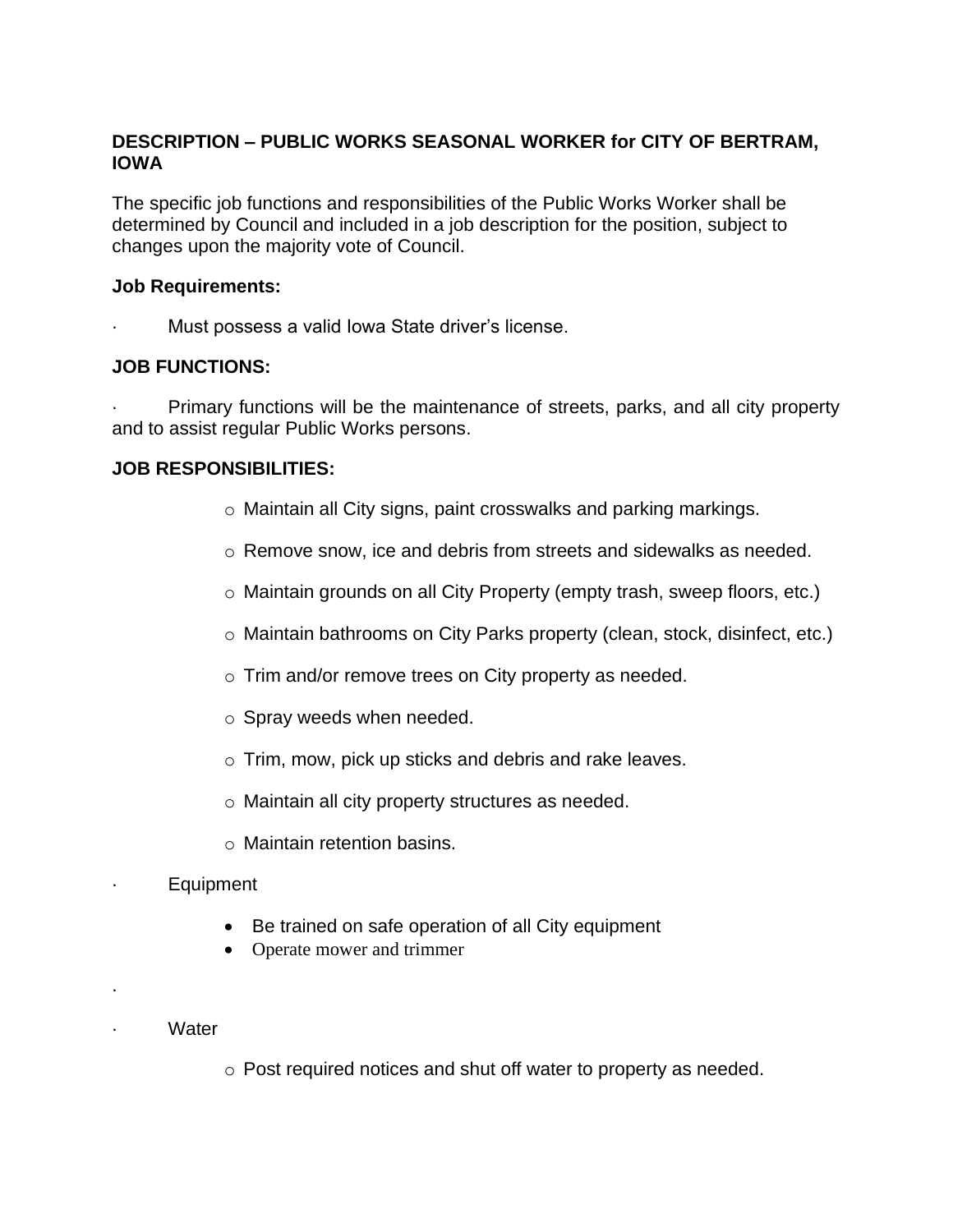**DESCRIPTION – PUBLIC WORKS SEASONAL WORKER for CITY OF BERTRAM, IOWA**

The specific job functions and responsibilities of the Public Works Worker shall be determined by Council and included in a job description for the position, subject to changes upon the majority vote of Council.

**Job Requirements:**

- Must possess a valid Iowa State driver's license.

**JOB FUNCTIONS:**

- Primary functions will be the maintenance of streets, parks, and all city property and to assist regular Public Works persons.

**JOB RESPONSIBILITIES:**

  - Maintain all City signs, paint crosswalks and parking markings.
  - Remove snow, ice and debris from streets and sidewalks as needed.
  - Maintain grounds on all City Property (empty trash, sweep floors, etc.)
  - Maintain bathrooms on City Parks property (clean, stock, disinfect, etc.)
  - Trim and/or remove trees on City property as needed.
  - Spray weeds when needed.
  - Trim, mow, pick up sticks and debris and rake leaves.
  - Maintain all city property structures as needed.
  - Maintain retention basins.

- Equipment
  - Be trained on safe operation of all City equipment
  - Operate mower and trimmer

- Water
  - Post required notices and shut off water to property as needed.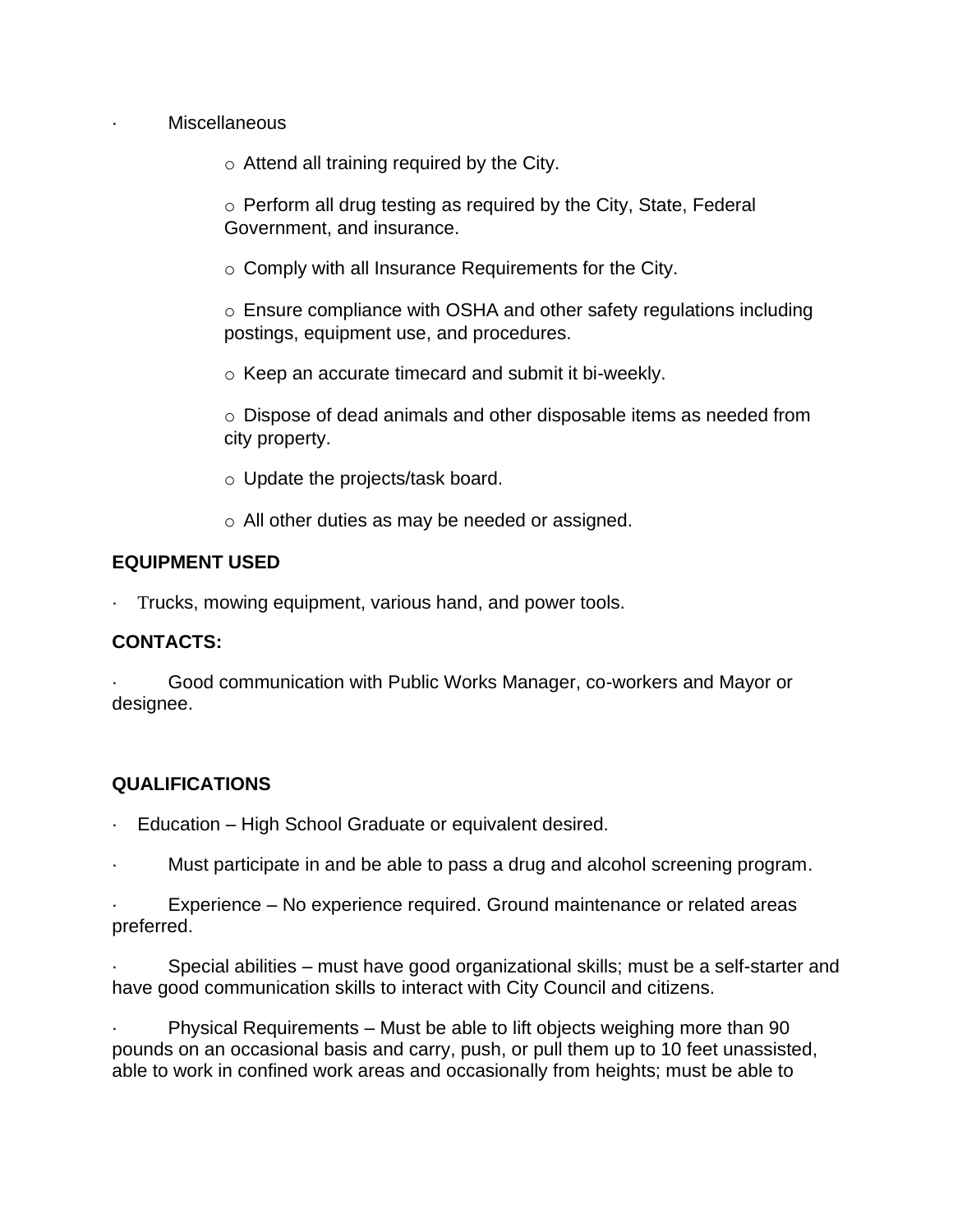- Miscellaneous
  - Attend all training required by the City.
  - Perform all drug testing as required by the City, State, Federal Government, and insurance.
  - Comply with all Insurance Requirements for the City.
  - Ensure compliance with OSHA and other safety regulations including postings, equipment use, and procedures.
  - Keep an accurate timecard and submit it bi-weekly.
  - Dispose of dead animals and other disposable items as needed from city property.
  - Update the projects/task board.
  - All other duties as may be needed or assigned.

**EQUIPMENT USED**

- Trucks, mowing equipment, various hand, and power tools.

**CONTACTS:**

- Good communication with Public Works Manager, co-workers and Mayor or designee.

**QUALIFICATIONS**

- Education – High School Graduate or equivalent desired.
- Must participate in and be able to pass a drug and alcohol screening program.
- Experience – No experience required. Ground maintenance or related areas preferred.
- Special abilities – must have good organizational skills; must be a self-starter and have good communication skills to interact with City Council and citizens.
- Physical Requirements – Must be able to lift objects weighing more than 90 pounds on an occasional basis and carry, push, or pull them up to 10 feet unassisted, able to work in confined work areas and occasionally from heights; must be able to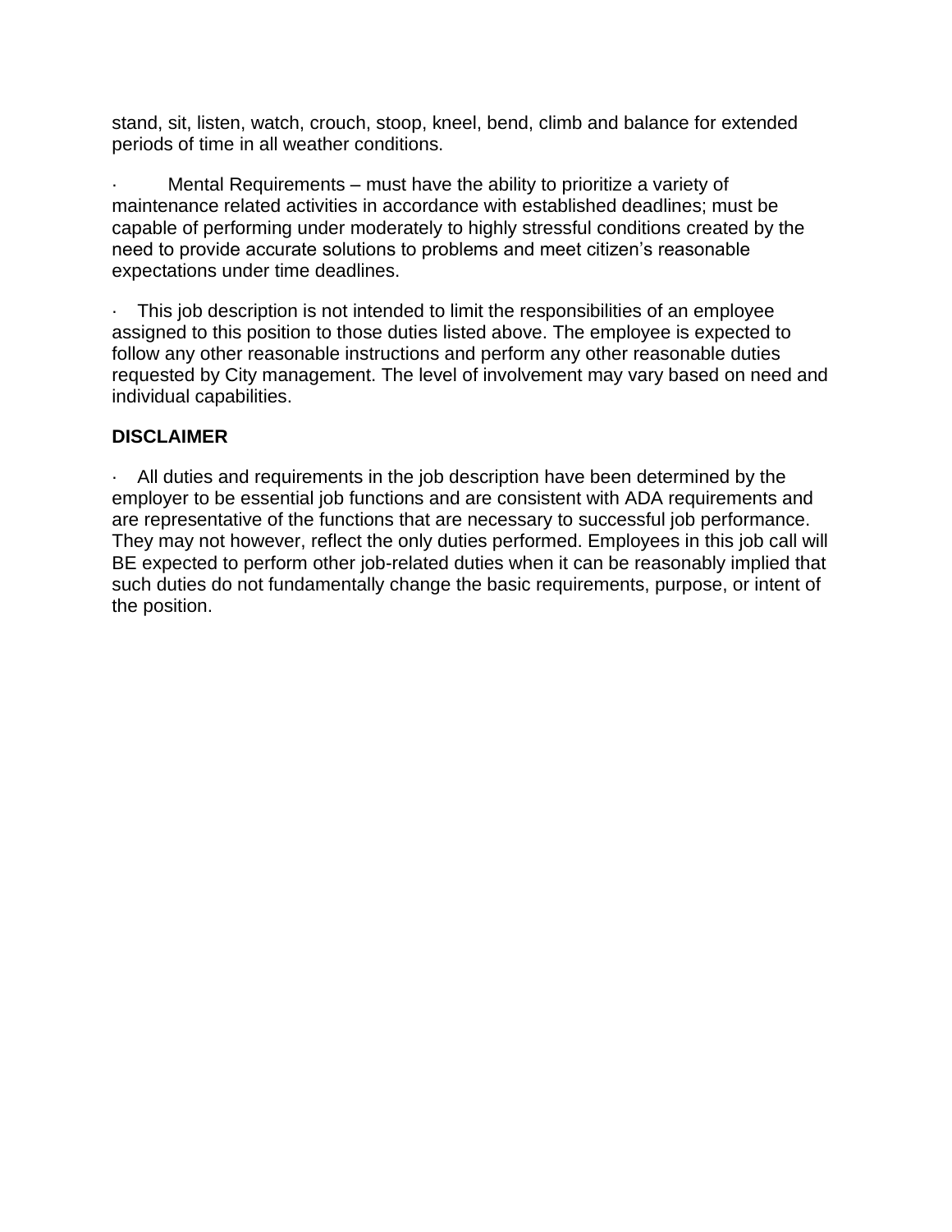stand, sit, listen, watch, crouch, stoop, kneel, bend, climb and balance for extended periods of time in all weather conditions.

- Mental Requirements – must have the ability to prioritize a variety of maintenance related activities in accordance with established deadlines; must be capable of performing under moderately to highly stressful conditions created by the need to provide accurate solutions to problems and meet citizen's reasonable expectations under time deadlines.

- This job description is not intended to limit the responsibilities of an employee assigned to this position to those duties listed above. The employee is expected to follow any other reasonable instructions and perform any other reasonable duties requested by City management. The level of involvement may vary based on need and individual capabilities.

**DISCLAIMER**

- All duties and requirements in the job description have been determined by the employer to be essential job functions and are consistent with ADA requirements and are representative of the functions that are necessary to successful job performance. They may not however, reflect the only duties performed. Employees in this job call will BE expected to perform other job-related duties when it can be reasonably implied that such duties do not fundamentally change the basic requirements, purpose, or intent of the position.